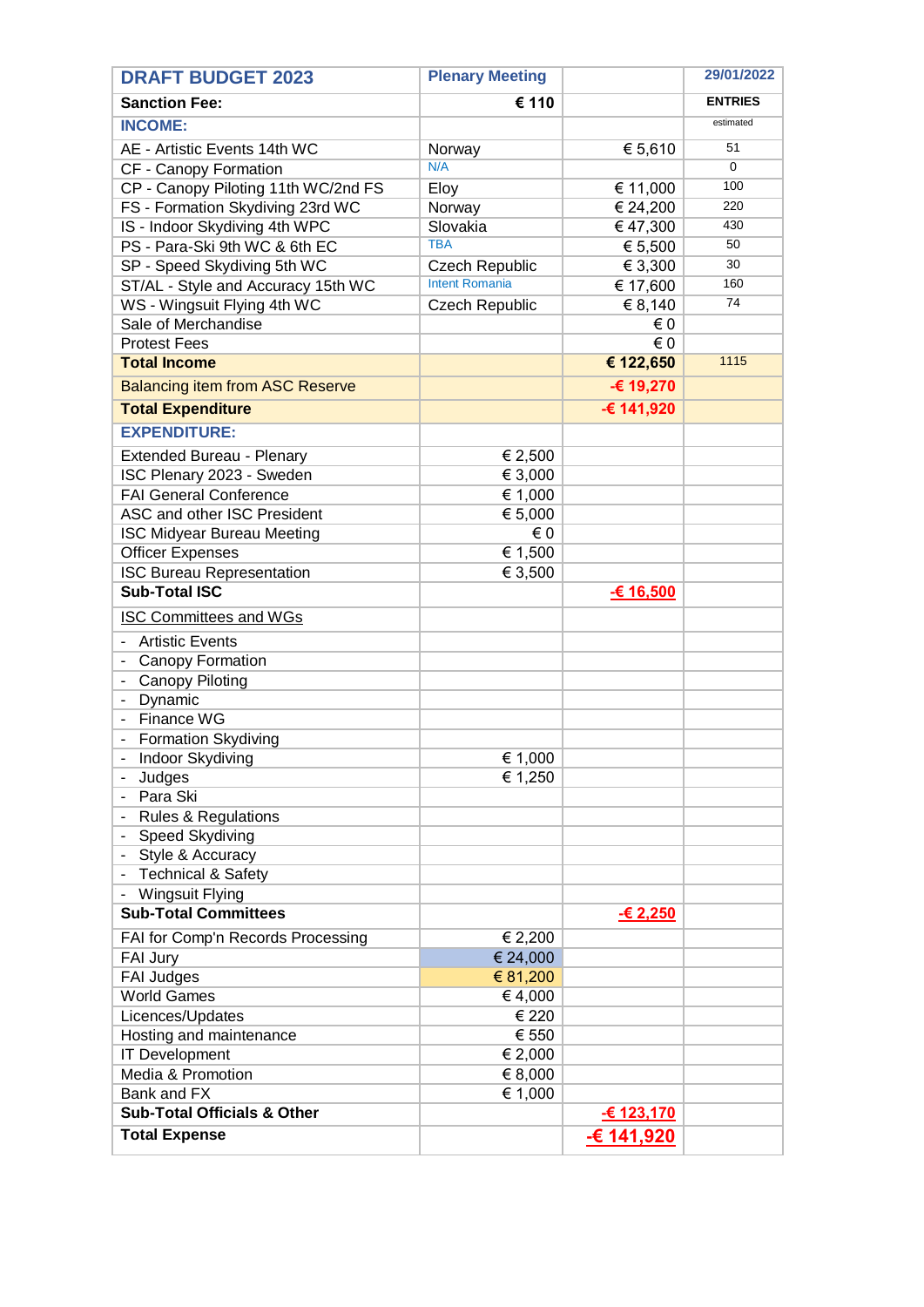| DRAFT BUDGET 2023 | Plenary Meeting | | 29/01/2022 |
|---|---|---|---|
| **Sanction Fee:** | **€ 110** | | **ENTRIES** |
| **INCOME:** | | | estimated |
| AE - Artistic Events 14th WC | Norway | € 5,610 | 51 |
| CF - Canopy Formation | N/A | | 0 |
| CP - Canopy Piloting 11th WC/2nd FS | Eloy | € 11,000 | 100 |
| FS - Formation Skydiving 23rd WC | Norway | € 24,200 | 220 |
| IS - Indoor Skydiving 4th WPC | Slovakia | € 47,300 | 430 |
| PS - Para-Ski 9th WC & 6th EC | TBA | € 5,500 | 50 |
| SP - Speed Skydiving 5th WC | Czech Republic | € 3,300 | 30 |
| ST/AL - Style and Accuracy 15th WC | Intent Romania | € 17,600 | 160 |
| WS - Wingsuit Flying 4th WC | Czech Republic | € 8,140 | 74 |
| Sale of Merchandise | | € 0 | |
| Protest Fees | | € 0 | |
| **Total Income** | | **€ 122,650** | 1115 |
| Balancing item from ASC Reserve | | **-€ 19,270** | |
| **Total Expenditure** | | **-€ 141,920** | |
| **EXPENDITURE:** | | | |
| Extended Bureau - Plenary | € 2,500 | | |
| ISC Plenary 2023 - Sweden | € 3,000 | | |
| FAI General Conference | € 1,000 | | |
| ASC and other ISC President | € 5,000 | | |
| ISC Midyear Bureau Meeting | € 0 | | |
| Officer Expenses | € 1,500 | | |
| ISC Bureau Representation | € 3,500 | | |
| **Sub-Total ISC** | | **-€ 16,500** | |
| ISC Committees and WGs | | | |
| - Artistic Events | | | |
| - Canopy Formation | | | |
| - Canopy Piloting | | | |
| - Dynamic | | | |
| - Finance WG | | | |
| - Formation Skydiving | | | |
| - Indoor Skydiving | € 1,000 | | |
| - Judges | € 1,250 | | |
| - Para Ski | | | |
| - Rules & Regulations | | | |
| - Speed Skydiving | | | |
| - Style & Accuracy | | | |
| - Technical & Safety | | | |
| - Wingsuit Flying | | | |
| **Sub-Total Committees** | | **-€ 2,250** | |
| FAI for Comp'n Records Processing | € 2,200 | | |
| FAI Jury | € 24,000 | | |
| FAI Judges | € 81,200 | | |
| World Games | € 4,000 | | |
| Licences/Updates | € 220 | | |
| Hosting and maintenance | € 550 | | |
| IT Development | € 2,000 | | |
| Media & Promotion | € 8,000 | | |
| Bank and FX | € 1,000 | | |
| **Sub-Total Officials & Other** | | **-€ 123,170** | |
| **Total Expense** | | **-€ 141,920** | |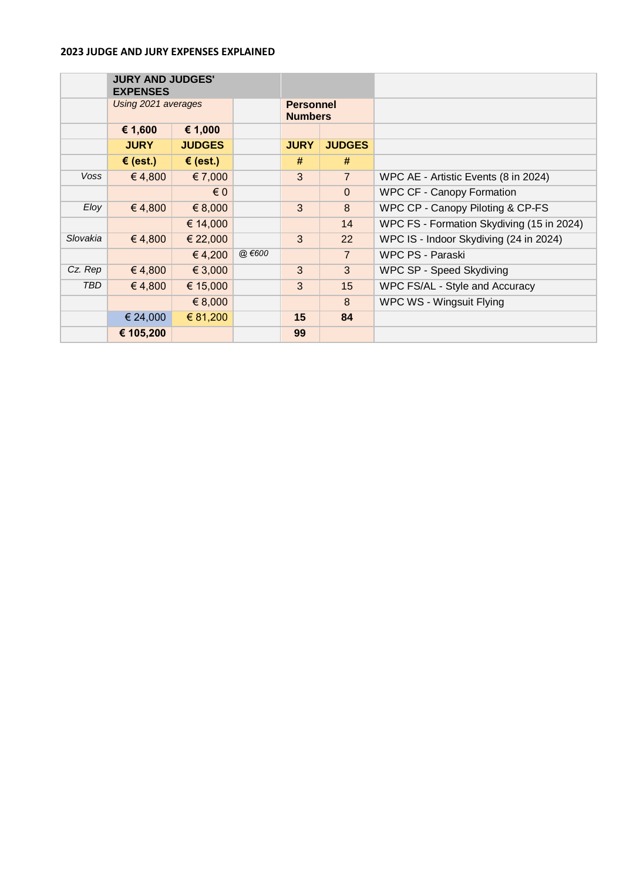**2023 JUDGE AND JURY EXPENSES EXPLAINED**

| | | | | | | |
|---|---|---|---|---|---|---|
| | **JURY AND JUDGES' EXPENSES** | | | | | |
| | *Using 2021 averages* | | | **Personnel Numbers** | | |
| | **€ 1,600** | **€ 1,000** | | | | |
| | **JURY** | **JUDGES** | | **JURY** | **JUDGES** | |
| | **€ (est.)** | **€ (est.)** | | **#** | **#** | |
| *Voss* | € 4,800 | € 7,000 | | 3 | 7 | WPC AE - Artistic Events (8 in 2024) |
| | | € 0 | | | 0 | WPC CF - Canopy Formation |
| *Eloy* | € 4,800 | € 8,000 | | 3 | 8 | WPC CP - Canopy Piloting & CP-FS |
| | | € 14,000 | | | 14 | WPC FS - Formation Skydiving (15 in 2024) |
| *Slovakia* | € 4,800 | € 22,000 | | 3 | 22 | WPC IS - Indoor Skydiving (24 in 2024) |
| | | € 4,200 | *@ €600* | | 7 | WPC PS - Paraski |
| *Cz. Rep* | € 4,800 | € 3,000 | | 3 | 3 | WPC SP - Speed Skydiving |
| *TBD* | € 4,800 | € 15,000 | | 3 | 15 | WPC FS/AL - Style and Accuracy |
| | | € 8,000 | | | 8 | WPC WS - Wingsuit Flying |
| | € 24,000 | € 81,200 | | **15** | **84** | |
| | **€ 105,200** | | | **99** | | |